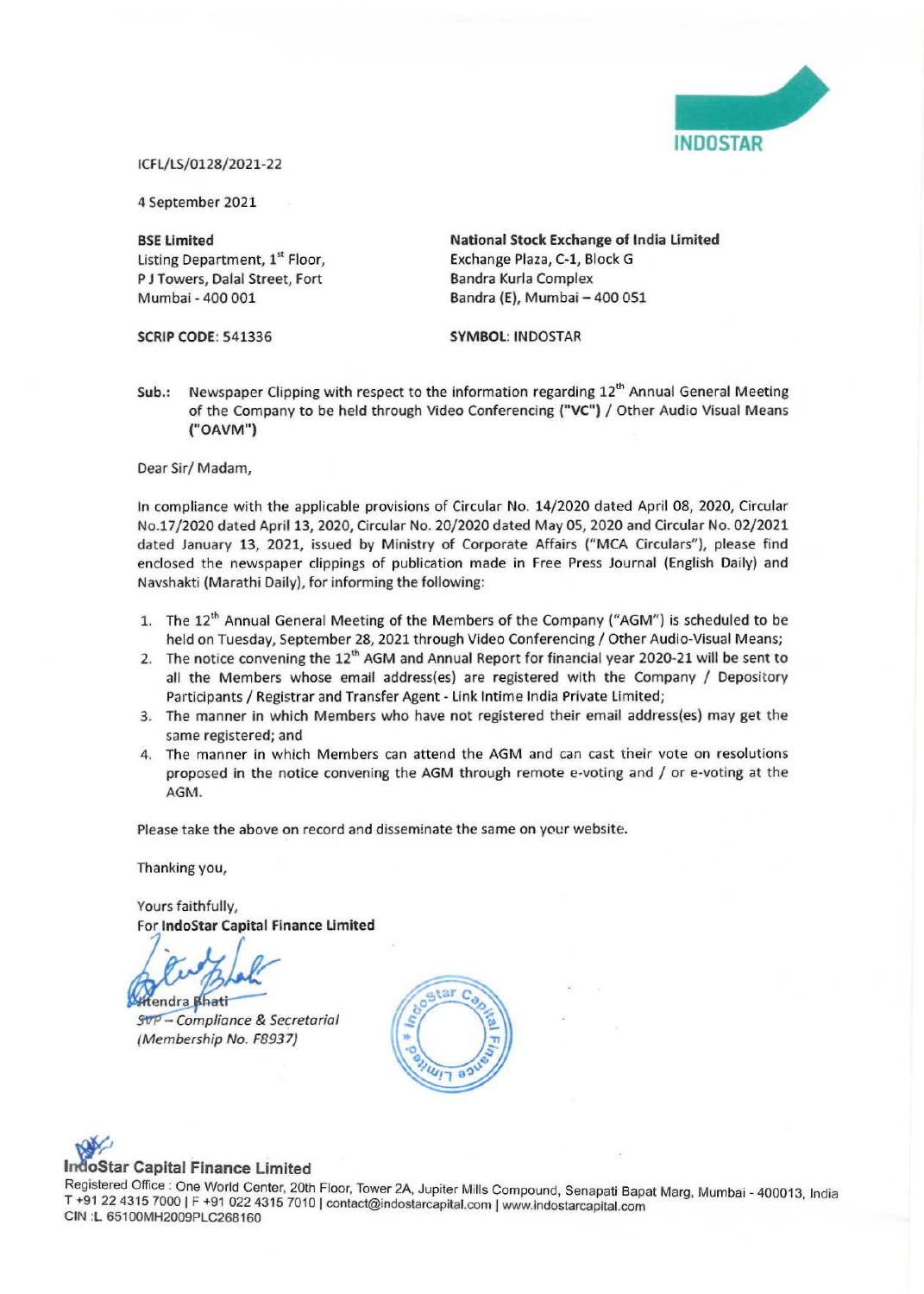INDOSTAR

ICFL/LS/0128/2021-22

4 September 2021

**BSE Limited**
Listing Department, 1st Floor,
P J Towers, Dalal Street, Fort
Mumbai - 400 001

**SCRIP CODE**: 541336

**National Stock Exchange of India Limited**
Exchange Plaza, C-1, Block G
Bandra Kurla Complex
Bandra (E), Mumbai – 400 051

**SYMBOL**: INDOSTAR

**Sub.:** Newspaper Clipping with respect to the information regarding 12th Annual General Meeting of the Company to be held through Video Conferencing **("VC")** / Other Audio Visual Means **("OAVM")**

Dear Sir/ Madam,

In compliance with the applicable provisions of Circular No. 14/2020 dated April 08, 2020, Circular No.17/2020 dated April 13, 2020, Circular No. 20/2020 dated May 05, 2020 and Circular No. 02/2021 dated January 13, 2021, issued by Ministry of Corporate Affairs ("MCA Circulars"), please find enclosed the newspaper clippings of publication made in Free Press Journal (English Daily) and Navshakti (Marathi Daily), for informing the following:

1. The 12th Annual General Meeting of the Members of the Company ("AGM") is scheduled to be held on Tuesday, September 28, 2021 through Video Conferencing / Other Audio-Visual Means;
2. The notice convening the 12th AGM and Annual Report for financial year 2020-21 will be sent to all the Members whose email address(es) are registered with the Company / Depository Participants / Registrar and Transfer Agent - Link Intime India Private Limited;
3. The manner in which Members who have not registered their email address(es) may get the same registered; and
4. The manner in which Members can attend the AGM and can cast their vote on resolutions proposed in the notice convening the AGM through remote e-voting and / or e-voting at the AGM.

Please take the above on record and disseminate the same on your website.

Thanking you,

Yours faithfully,
For **IndoStar Capital Finance Limited**

Jitendra Bhati
*SVP – Compliance & Secretarial*
*(Membership No. F8937)*

**IndoStar Capital Finance Limited**
Registered Office : One World Center, 20th Floor, Tower 2A, Jupiter Mills Compound, Senapati Bapat Marg, Mumbai - 400013, India
T +91 22 4315 7000 | F +91 022 4315 7010 | contact@indostarcapital.com | www.indostarcapital.com
CIN :L 65100MH2009PLC268160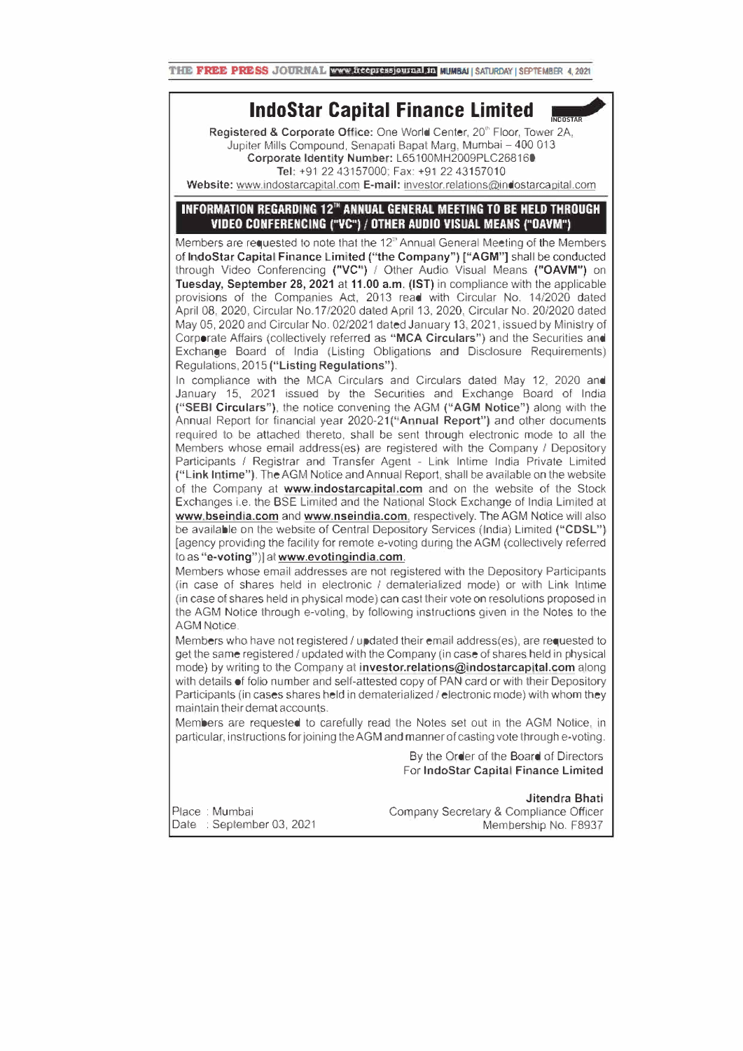# IndoStar Capital Finance Limited

**Registered & Corporate Office:** One World Center, 20th Floor, Tower 2A, Jupiter Mills Compound, Senapati Bapat Marg, Mumbai – 400 013
**Corporate Identity Number:** L65100MH2009PLC268160
**Tel:** +91 22 43157000; Fax: +91 22 43157010
**Website:** www.indostarcapital.com **E-mail:** investor.relations@indostarcapital.com

## INFORMATION REGARDING 12TH ANNUAL GENERAL MEETING TO BE HELD THROUGH VIDEO CONFERENCING ("VC") / OTHER AUDIO VISUAL MEANS ("OAVM")

Members are requested to note that the 12th Annual General Meeting of the Members of **IndoStar Capital Finance Limited ("the Company") ["AGM"]** shall be conducted through Video Conferencing **("VC")** / Other Audio Visual Means **("OAVM")** on **Tuesday, September 28, 2021** at **11.00 a.m. (IST)** in compliance with the applicable provisions of the Companies Act, 2013 read with Circular No. 14/2020 dated April 08, 2020, Circular No.17/2020 dated April 13, 2020, Circular No. 20/2020 dated May 05, 2020 and Circular No. 02/2021 dated January 13, 2021, issued by Ministry of Corporate Affairs (collectively referred as **"MCA Circulars"**) and the Securities and Exchange Board of India (Listing Obligations and Disclosure Requirements) Regulations, 2015 **("Listing Regulations")**.

In compliance with the MCA Circulars and Circulars dated May 12, 2020 and January 15, 2021 issued by the Securities and Exchange Board of India **("SEBI Circulars")**, the notice convening the AGM **("AGM Notice")** along with the Annual Report for financial year 2020-21**("Annual Report")** and other documents required to be attached thereto, shall be sent through electronic mode to all the Members whose email address(es) are registered with the Company / Depository Participants / Registrar and Transfer Agent - Link Intime India Private Limited **("Link Intime")**. The AGM Notice and Annual Report, shall be available on the website of the Company at **www.indostarcapital.com** and on the website of the Stock Exchanges i.e. the BSE Limited and the National Stock Exchange of India Limited at **www.bseindia.com** and **www.nseindia.com**, respectively. The AGM Notice will also be available on the website of Central Depository Services (India) Limited **("CDSL")** [agency providing the facility for remote e-voting during the AGM (collectively referred to as **"e-voting"**)] at **www.evotingindia.com**.

Members whose email addresses are not registered with the Depository Participants (in case of shares held in electronic / dematerialized mode) or with Link Intime (in case of shares held in physical mode) can cast their vote on resolutions proposed in the AGM Notice through e-voting, by following instructions given in the Notes to the AGM Notice.

Members who have not registered / updated their email address(es), are requested to get the same registered / updated with the Company (in case of shares held in physical mode) by writing to the Company at **investor.relations@indostarcapital.com** along with details of folio number and self-attested copy of PAN card or with their Depository Participants (in cases shares held in dematerialized / electronic mode) with whom they maintain their demat accounts.

Members are requested to carefully read the Notes set out in the AGM Notice, in particular, instructions for joining the AGM and manner of casting vote through e-voting.

By the Order of the Board of Directors
For **IndoStar Capital Finance Limited**

**Jitendra Bhati**
Company Secretary & Compliance Officer
Membership No. F8937

Place : Mumbai
Date : September 03, 2021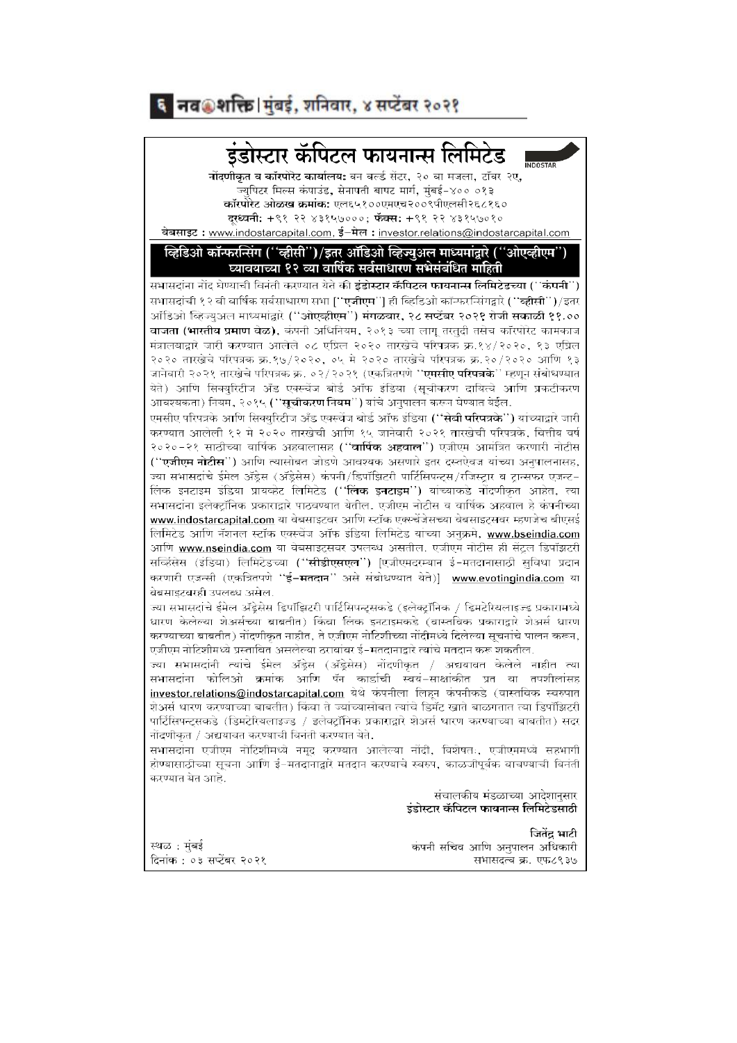# इंडोस्टार कॅपिटल फायनान्स लिमिटेड

**नोंदणीकृत व कॉरपोरेट कार्यालयः** वन वर्ल्ड सेंटर, २० वा मजला, टॉवर २ए, ज्युपिटर मिल्स कंपाउंड, सेनापती बापट मार्ग, मुंबई-४०० ०१३

**कॉरपोरेट ओळख क्रमांक:** एल६५१००एमएच२००९पीएलसी२६८१६०

**दूरध्वनी:** +९१ २२ ४३१५७०००; **फॅक्स:** +९१ २२ ४३१५७०१०

**वेबसाइट :** www.indostarcapital.com, **ई-मेल :** investor.relations@indostarcapital.com

## व्हिडिओ कॉन्फरन्सिंग ("व्हीसी")/इतर ऑडिओ व्हिज्युअल माध्यमांद्वारे ("ओएव्हीएम") घ्यावयाच्या १२ व्या वार्षिक सर्वसाधारण सभेसंबंधित माहिती

सभासदांना नोंद घेण्याची विनंती करण्यात येते की **इंडोस्टार कॅपिटल फायनान्स लिमिटेडच्या ("कंपनी")** सभासदांची १२ वी वार्षिक सर्वसाधारण सभा [**"एजीएम"**] ही व्हिडिओ कॉन्फरन्सिंगद्वारे (**"व्हीसी"**)/इतर ऑडिओ व्हिज्युअल माध्यमांद्वारे (**"ओएव्हीएम"**) **मंगळवार, २८ सप्टेंबर २०२१ रोजी सकाळी ११.०० वाजता (भारतीय प्रमाण वेळ)**, कंपनी अधिनियम, २०१३ च्या लागू तरतुदी तसेच कॉरपोरेट कामकाज मंत्रालयाद्वारे जारी करण्यात आलेले ०८ एप्रिल २०२० तारखेचे परिपत्रक क्र.१४/२०२०, १३ एप्रिल २०२० तारखेचे परिपत्रक क्र.१७/२०२०, ०५ मे २०२० तारखेचे परिपत्रक क्र.२०/२०२० आणि १३ जानेवारी २०२१ तारखेचे परिपत्रक क्र. ०२/२०२१ (एकत्रितपणे **"एमसीए परिपत्रके"** म्हणून संबोधण्यात येते) आणि सिक्युरिटीज अँड एक्स्चेंज बोर्ड ऑफ इंडिया (सूचीकरण दायित्वे आणि प्रकटीकरण आवश्यकता) नियम, २०१५ (**"सूचीकरण नियम"**) यांचे अनुपालन करून घेण्यात येईल.

एमसीए परिपत्रके आणि सिक्युरिटीज अँड एक्स्चेंज बोर्ड ऑफ इंडिया (**"सेबी परिपत्रके"**) यांच्याद्वारे जारी करण्यात आलेली १२ मे २०२० तारखेची आणि १५ जानेवारी २०२१ तारखेची परिपत्रके, वित्तीय वर्ष २०२०-२१ साठीच्या वार्षिक अहवालासह (**"वार्षिक अहवाल"**) एजीएम आमंत्रित करणारी नोटीस (**"एजीएम नोटीस"**) आणि त्यासोबत जोडणे आवश्यक असणारे इतर दस्तऐवज यांच्या अनुपालनासह, ज्या सभासदांचे ईमेल ॲड्रेस (ॲड्रेसेस) कंपनी/डिपॉझिटरी पार्टिसिपन्ट्स/रजिस्ट्रार व ट्रान्सफर एजन्ट-लिंक इनटाइम इंडिया प्रायव्हेट लिमिटेड (**"लिंक इनटाइम"**) यांच्याकडे नोंदणीकृत आहेत, त्या सभासदांना इलेक्ट्रॉनिक प्रकाराद्वारे पाठवण्यात येतील. एजीएम नोटीस व वार्षिक अहवाल हे कंपनीच्या www.indostarcapital.com या वेबसाइटवर आणि स्टॉक एक्स्चेंजेसच्या वेबसाइट्सवर म्हणजेच बीएसई लिमिटेड आणि नॅशनल स्टॉक एक्स्चेंज ऑफ इंडिया लिमिटेड यांच्या अनुक्रमे, www.bseindia.com आणि www.nseindia.com या वेबसाइट्सवर उपलब्ध असतील. एजीएम नोटीस ही सेंट्रल डिपॉझिटरी सर्व्हिसेस (इंडिया) लिमिटेडच्या (**"सीडीएसएल"**) [एजीएमदरम्यान ई-मतदानासाठी सुविधा प्रदान करणारी एजन्सी (एकत्रितपणे **"ई-मतदान"** असे संबोधण्यात येते)] www.evotingindia.com या वेबसाइटवरही उपलब्ध असेल.

ज्या सभासदांचे ईमेल ॲड्रेस डिपॉझिटरी पार्टिसिपन्ट्सकडे (इलेक्ट्रॉनिक / डिमटेरियलाइज्ड प्रकारामध्ये धारण केलेल्या शेअर्सच्या बाबतीत) किंवा लिंक इनटाइमकडे (वास्तविक प्रकाराद्वारे शेअर्स धारण करण्याच्या बाबतीत) नोंदणीकृत नाहीत, ते एजीएम नोटिशीच्या नोंदीमध्ये दिलेल्या सूचनांचे पालन करून, एजीएम नोटिशीमध्ये प्रस्तावित असलेल्या ठरावांवर ई-मतदानाद्वारे त्यांचे मतदान करू शकतील.

ज्या सभासदांनी त्यांचे ईमेल ॲड्रेस (ॲड्रेसेस) नोंदणीकृत / अद्ययावत केलेले नाहीत त्या सभासदांना फोलिओ क्रमांक आणि पॅन कार्डाची स्वयं-साक्षांकीत प्रत या तपशीलांसह investor.relations@indostarcapital.com येथे कंपनीला लिहून कंपनीकडे (वास्तविक स्वरुपात शेअर्स धारण करण्याच्या बाबतीत) किंवा ते ज्यांच्यासोबत त्यांचे डिमॅट खाते बाळगतात त्या डिपॉझिटरी पार्टिसिपन्ट्सकडे (डिमटेरियलाइज्ड / इलेक्ट्रॉनिक प्रकाराद्वारे शेअर्स धारण करण्याच्या बाबतीत) सदर नोंदणीकृत / अद्ययावत करण्याची विनंती करण्यात येते.

सभासदांना एजीएम नोटिशीमध्ये नमूद करण्यात आलेल्या नोंदी, विशेषतः, एजीएममध्ये सहभागी होण्यासाठीच्या सूचना आणि ई-मतदानाद्वारे मतदान करण्याचे स्वरूप, काळजीपूर्वक वाचण्याची विनंती करण्यात येत आहे.

संचालकीय मंडळाच्या आदेशानुसार
**इंडोस्टार कॅपिटल फायनान्स लिमिटेडसाठी**

**जितेंद्र भाटी**
कंपनी सचिव आणि अनुपालन अधिकारी
सभासदत्व क्र. एफ८९३७

स्थळ : मुंबई
दिनांक : ०३ सप्टेंबर २०२१